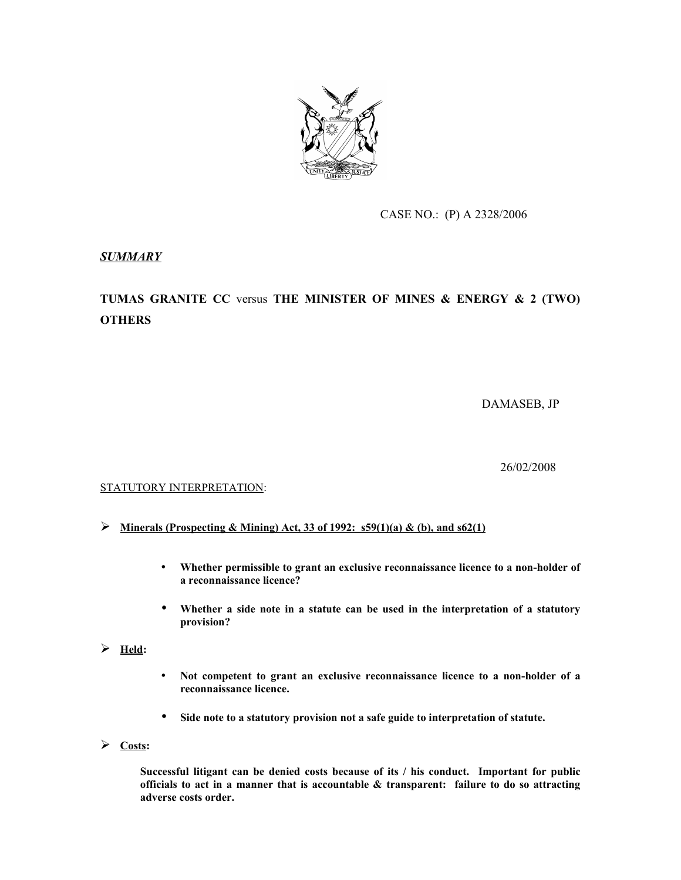CASE NO.: (P) A 2328/2006

***SUMMARY***

**TUMAS GRANITE CC** versus **THE MINISTER OF MINES & ENERGY & 2 (TWO) OTHERS**

DAMASEB, JP

26/02/2008

STATUTORY INTERPRETATION:

- **Minerals (Prospecting & Mining) Act, 33 of 1992: s59(1)(a) & (b), and s62(1)**

  - **Whether permissible to grant an exclusive reconnaissance licence to a non-holder of a reconnaissance licence?**

  - **Whether a side note in a statute can be used in the interpretation of a statutory provision?**

- **Held:**

  - **Not competent to grant an exclusive reconnaissance licence to a non-holder of a reconnaissance licence.**

  - **Side note to a statutory provision not a safe guide to interpretation of statute.**

- **Costs:**

  **Successful litigant can be denied costs because of its / his conduct. Important for public officials to act in a manner that is accountable & transparent: failure to do so attracting adverse costs order.**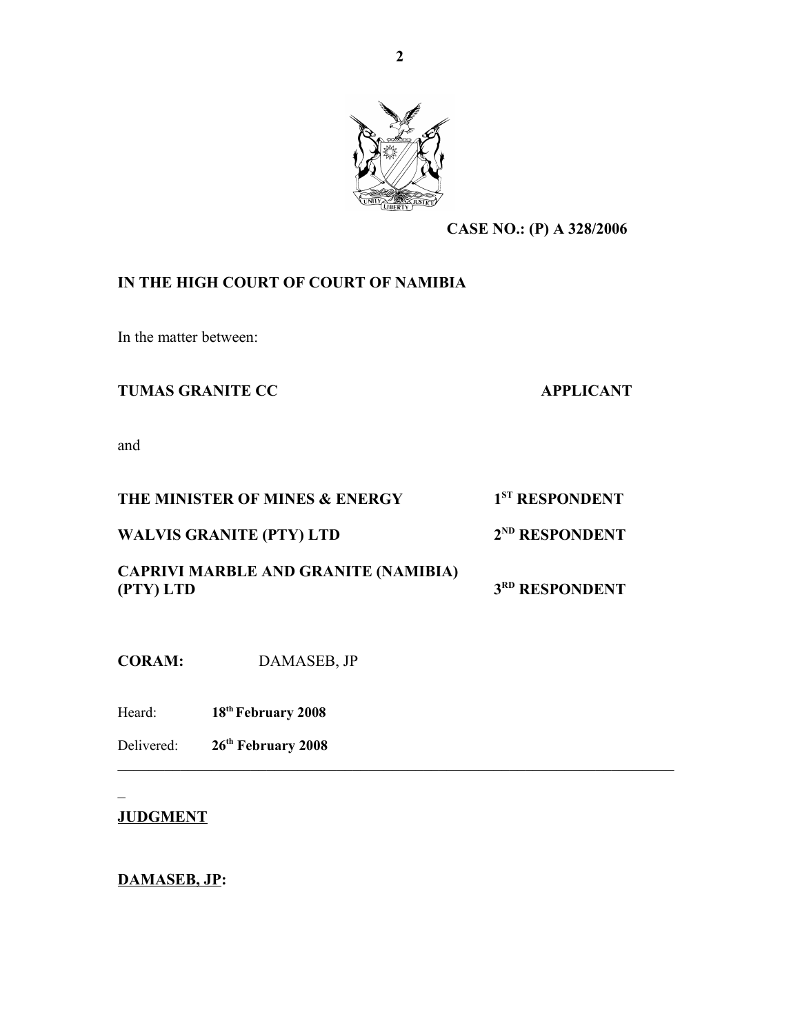**CASE NO.: (P) A 328/2006**

**IN THE HIGH COURT OF COURT OF NAMIBIA**

In the matter between:

| | |
|---|---|
| **TUMAS GRANITE CC** | **APPLICANT** |

and

| | |
|---|---|
| **THE MINISTER OF MINES & ENERGY** | **1ST RESPONDENT** |
| **WALVIS GRANITE (PTY) LTD** | **2ND RESPONDENT** |
| **CAPRIVI MARBLE AND GRANITE (NAMIBIA) (PTY) LTD** | **3RD RESPONDENT** |

**CORAM:** DAMASEB, JP

Heard: **18th February 2008**

Delivered: **26th February 2008**

---

**JUDGMENT**

**DAMASEB, JP:**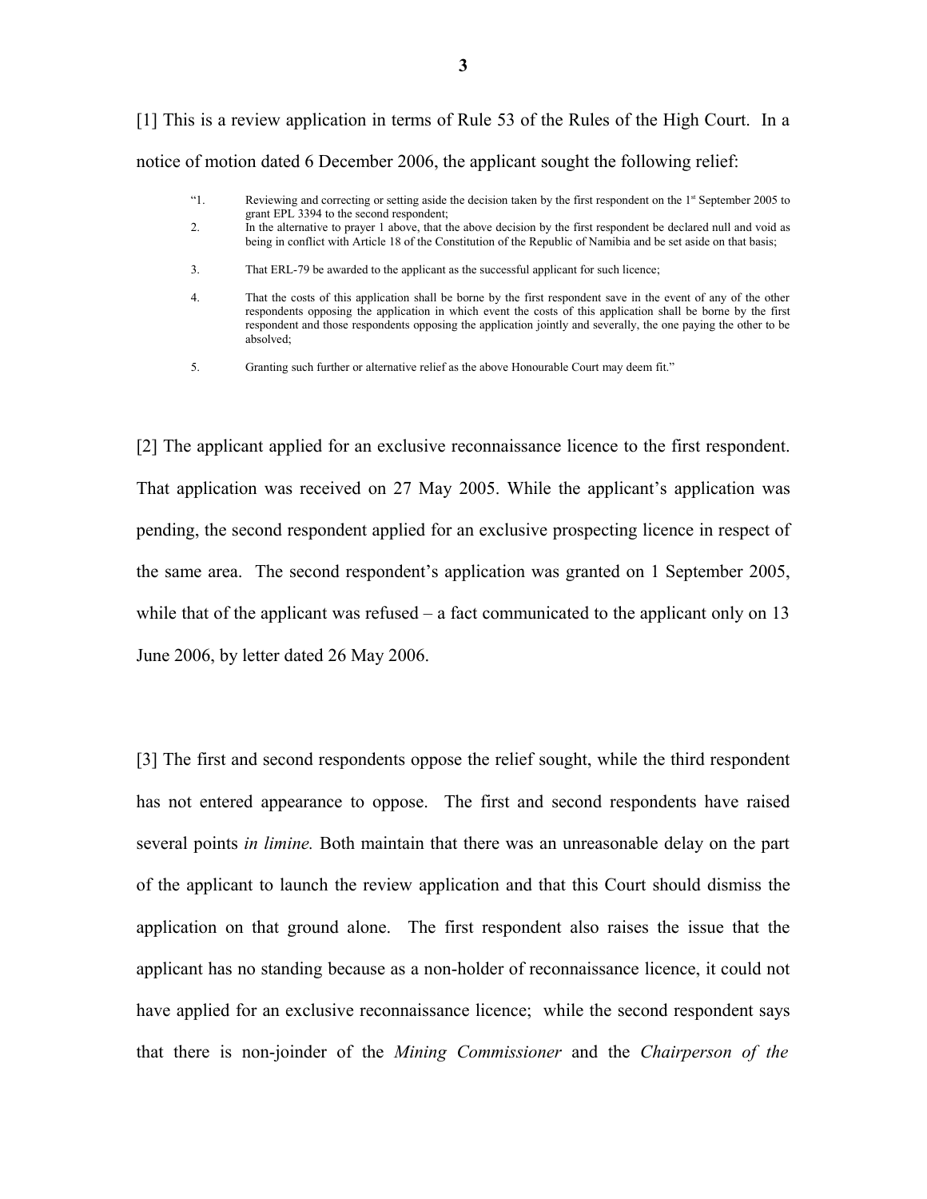[1] This is a review application in terms of Rule 53 of the Rules of the High Court. In a notice of motion dated 6 December 2006, the applicant sought the following relief:

> "1. Reviewing and correcting or setting aside the decision taken by the first respondent on the 1st September 2005 to grant EPL 3394 to the second respondent;
>
> 2. In the alternative to prayer 1 above, that the above decision by the first respondent be declared null and void as being in conflict with Article 18 of the Constitution of the Republic of Namibia and be set aside on that basis;
>
> 3. That ERL-79 be awarded to the applicant as the successful applicant for such licence;
>
> 4. That the costs of this application shall be borne by the first respondent save in the event of any of the other respondents opposing the application in which event the costs of this application shall be borne by the first respondent and those respondents opposing the application jointly and severally, the one paying the other to be absolved;
>
> 5. Granting such further or alternative relief as the above Honourable Court may deem fit."

[2] The applicant applied for an exclusive reconnaissance licence to the first respondent. That application was received on 27 May 2005. While the applicant's application was pending, the second respondent applied for an exclusive prospecting licence in respect of the same area. The second respondent's application was granted on 1 September 2005, while that of the applicant was refused – a fact communicated to the applicant only on 13 June 2006, by letter dated 26 May 2006.

[3] The first and second respondents oppose the relief sought, while the third respondent has not entered appearance to oppose. The first and second respondents have raised several points *in limine.* Both maintain that there was an unreasonable delay on the part of the applicant to launch the review application and that this Court should dismiss the application on that ground alone. The first respondent also raises the issue that the applicant has no standing because as a non-holder of reconnaissance licence, it could not have applied for an exclusive reconnaissance licence; while the second respondent says that there is non-joinder of the *Mining Commissioner* and the *Chairperson of the*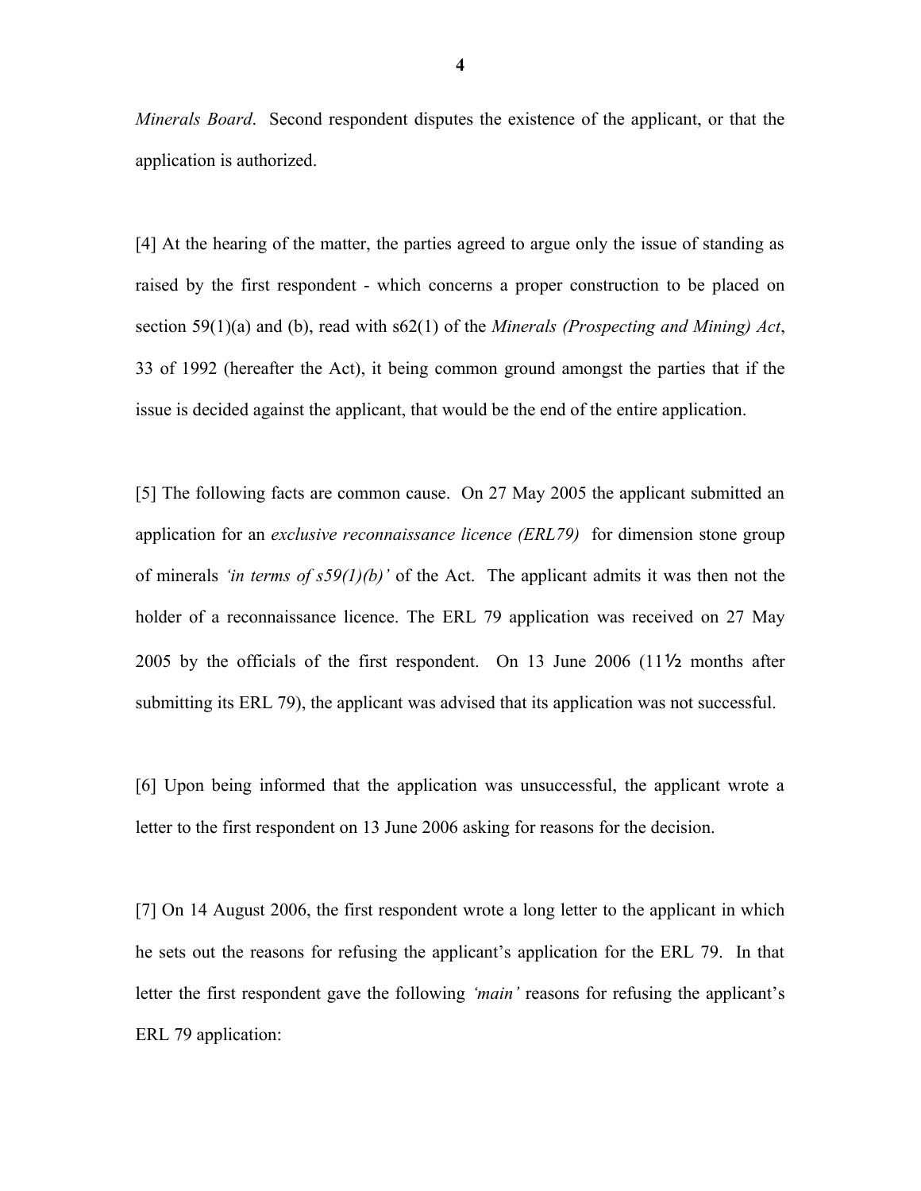*Minerals Board*. Second respondent disputes the existence of the applicant, or that the application is authorized.

[4] At the hearing of the matter, the parties agreed to argue only the issue of standing as raised by the first respondent - which concerns a proper construction to be placed on section 59(1)(a) and (b), read with s62(1) of the *Minerals (Prospecting and Mining) Act*, 33 of 1992 (hereafter the Act), it being common ground amongst the parties that if the issue is decided against the applicant, that would be the end of the entire application.

[5] The following facts are common cause. On 27 May 2005 the applicant submitted an application for an *exclusive reconnaissance licence (ERL79)* for dimension stone group of minerals *'in terms of s59(1)(b)'* of the Act. The applicant admits it was then not the holder of a reconnaissance licence. The ERL 79 application was received on 27 May 2005 by the officials of the first respondent. On 13 June 2006 (11½ months after submitting its ERL 79), the applicant was advised that its application was not successful.

[6] Upon being informed that the application was unsuccessful, the applicant wrote a letter to the first respondent on 13 June 2006 asking for reasons for the decision.

[7] On 14 August 2006, the first respondent wrote a long letter to the applicant in which he sets out the reasons for refusing the applicant's application for the ERL 79. In that letter the first respondent gave the following *'main'* reasons for refusing the applicant's ERL 79 application: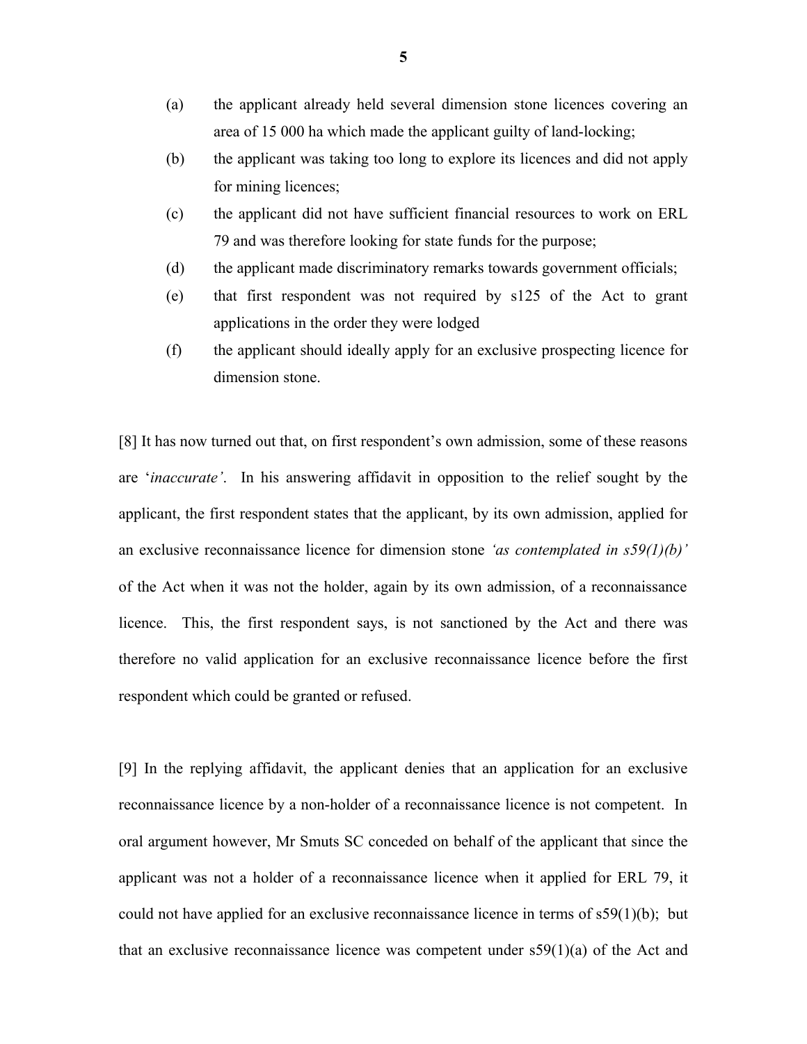(a) the applicant already held several dimension stone licences covering an area of 15 000 ha which made the applicant guilty of land-locking;

(b) the applicant was taking too long to explore its licences and did not apply for mining licences;

(c) the applicant did not have sufficient financial resources to work on ERL 79 and was therefore looking for state funds for the purpose;

(d) the applicant made discriminatory remarks towards government officials;

(e) that first respondent was not required by s125 of the Act to grant applications in the order they were lodged

(f) the applicant should ideally apply for an exclusive prospecting licence for dimension stone.

[8] It has now turned out that, on first respondent's own admission, some of these reasons are '*inaccurate'*. In his answering affidavit in opposition to the relief sought by the applicant, the first respondent states that the applicant, by its own admission, applied for an exclusive reconnaissance licence for dimension stone *'as contemplated in s59(1)(b)'* of the Act when it was not the holder, again by its own admission, of a reconnaissance licence. This, the first respondent says, is not sanctioned by the Act and there was therefore no valid application for an exclusive reconnaissance licence before the first respondent which could be granted or refused.

[9] In the replying affidavit, the applicant denies that an application for an exclusive reconnaissance licence by a non-holder of a reconnaissance licence is not competent. In oral argument however, Mr Smuts SC conceded on behalf of the applicant that since the applicant was not a holder of a reconnaissance licence when it applied for ERL 79, it could not have applied for an exclusive reconnaissance licence in terms of s59(1)(b); but that an exclusive reconnaissance licence was competent under s59(1)(a) of the Act and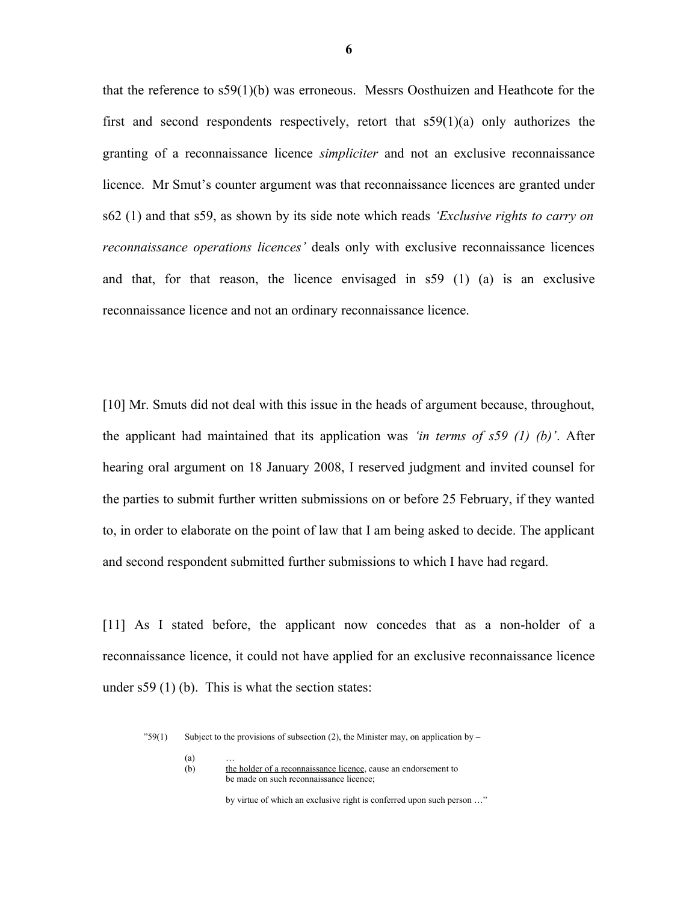that the reference to s59(1)(b) was erroneous. Messrs Oosthuizen and Heathcote for the first and second respondents respectively, retort that s59(1)(a) only authorizes the granting of a reconnaissance licence *simpliciter* and not an exclusive reconnaissance licence. Mr Smut's counter argument was that reconnaissance licences are granted under s62 (1) and that s59, as shown by its side note which reads *'Exclusive rights to carry on reconnaissance operations licences'* deals only with exclusive reconnaissance licences and that, for that reason, the licence envisaged in s59 (1) (a) is an exclusive reconnaissance licence and not an ordinary reconnaissance licence.

[10] Mr. Smuts did not deal with this issue in the heads of argument because, throughout, the applicant had maintained that its application was *'in terms of s59 (1) (b)'*. After hearing oral argument on 18 January 2008, I reserved judgment and invited counsel for the parties to submit further written submissions on or before 25 February, if they wanted to, in order to elaborate on the point of law that I am being asked to decide. The applicant and second respondent submitted further submissions to which I have had regard.

[11] As I stated before, the applicant now concedes that as a non-holder of a reconnaissance licence, it could not have applied for an exclusive reconnaissance licence under s59 (1) (b). This is what the section states:

> "59(1) Subject to the provisions of subsection (2), the Minister may, on application by –
>
> (a) …
>
> (b) <u>the holder of a reconnaissance licence</u>, cause an endorsement to be made on such reconnaissance licence;
>
> by virtue of which an exclusive right is conferred upon such person …"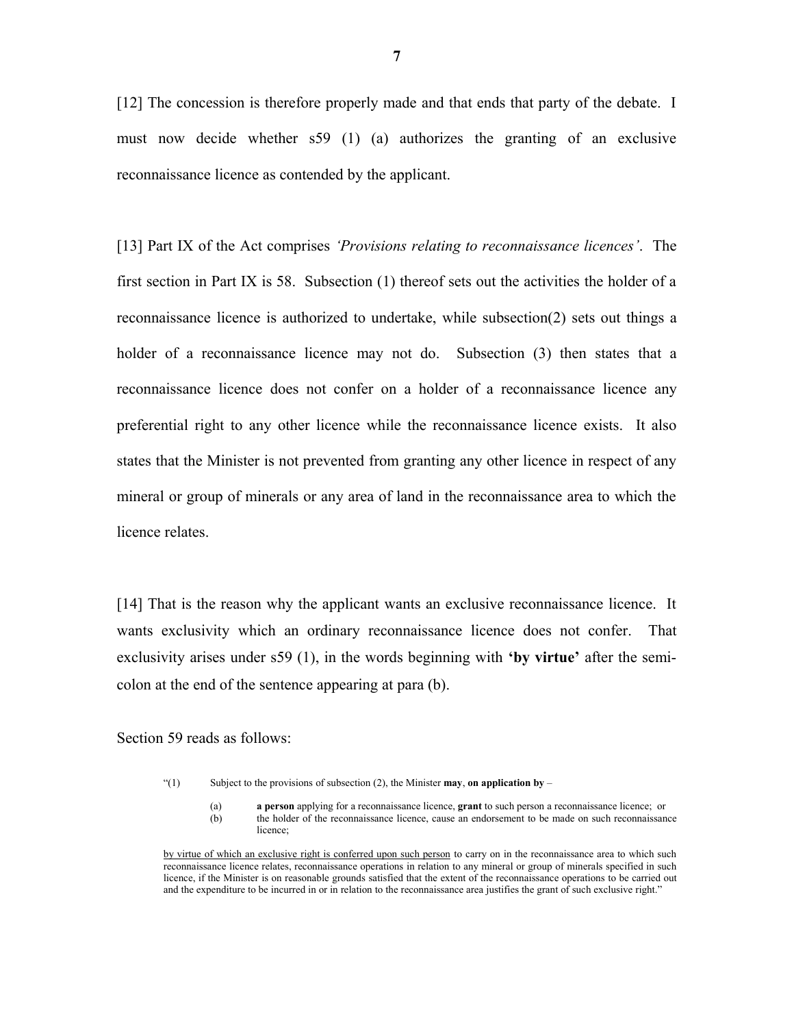[12] The concession is therefore properly made and that ends that party of the debate. I must now decide whether s59 (1) (a) authorizes the granting of an exclusive reconnaissance licence as contended by the applicant.

[13] Part IX of the Act comprises *'Provisions relating to reconnaissance licences'*. The first section in Part IX is 58. Subsection (1) thereof sets out the activities the holder of a reconnaissance licence is authorized to undertake, while subsection(2) sets out things a holder of a reconnaissance licence may not do. Subsection (3) then states that a reconnaissance licence does not confer on a holder of a reconnaissance licence any preferential right to any other licence while the reconnaissance licence exists. It also states that the Minister is not prevented from granting any other licence in respect of any mineral or group of minerals or any area of land in the reconnaissance area to which the licence relates.

[14] That is the reason why the applicant wants an exclusive reconnaissance licence. It wants exclusivity which an ordinary reconnaissance licence does not confer. That exclusivity arises under s59 (1), in the words beginning with **'by virtue'** after the semi-colon at the end of the sentence appearing at para (b).

Section 59 reads as follows:

> "(1) Subject to the provisions of subsection (2), the Minister **may**, **on application by** –
>
> (a) **a person** applying for a reconnaissance licence, **grant** to such person a reconnaissance licence; or
> (b) the holder of the reconnaissance licence, cause an endorsement to be made on such reconnaissance licence;
>
> <u>by virtue of which an exclusive right is conferred upon such person</u> to carry on in the reconnaissance area to which such reconnaissance licence relates, reconnaissance operations in relation to any mineral or group of minerals specified in such licence, if the Minister is on reasonable grounds satisfied that the extent of the reconnaissance operations to be carried out and the expenditure to be incurred in or in relation to the reconnaissance area justifies the grant of such exclusive right."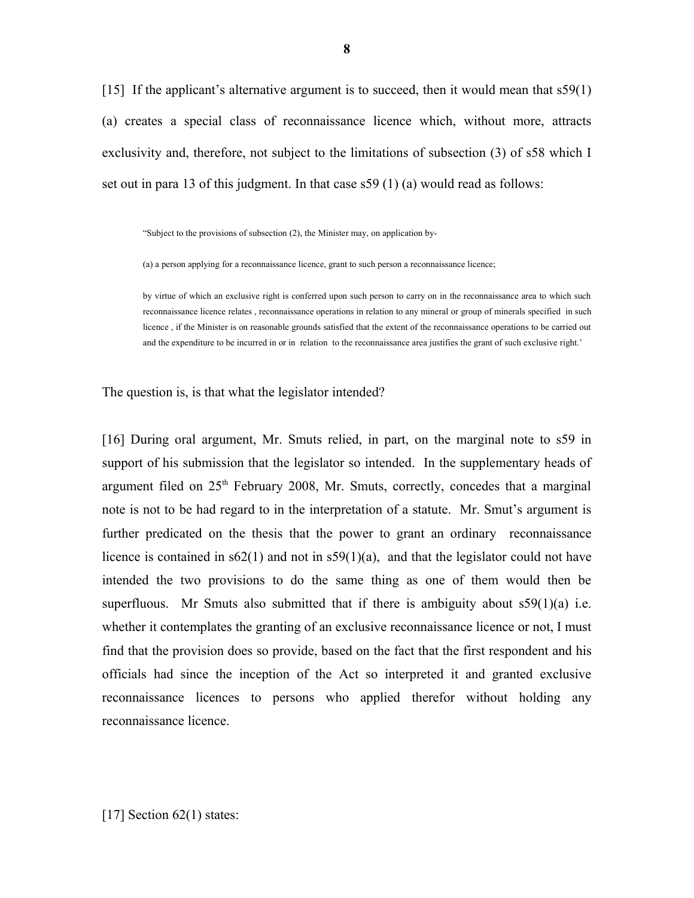[15] If the applicant's alternative argument is to succeed, then it would mean that s59(1)(a) creates a special class of reconnaissance licence which, without more, attracts exclusivity and, therefore, not subject to the limitations of subsection (3) of s58 which I set out in para 13 of this judgment. In that case s59 (1) (a) would read as follows:

> "Subject to the provisions of subsection (2), the Minister may, on application by-
>
> (a) a person applying for a reconnaissance licence, grant to such person a reconnaissance licence;
>
> by virtue of which an exclusive right is conferred upon such person to carry on in the reconnaissance area to which such reconnaissance licence relates , reconnaissance operations in relation to any mineral or group of minerals specified in such licence , if the Minister is on reasonable grounds satisfied that the extent of the reconnaissance operations to be carried out and the expenditure to be incurred in or in relation to the reconnaissance area justifies the grant of such exclusive right.'

The question is, is that what the legislator intended?

[16] During oral argument, Mr. Smuts relied, in part, on the marginal note to s59 in support of his submission that the legislator so intended. In the supplementary heads of argument filed on 25th February 2008, Mr. Smuts, correctly, concedes that a marginal note is not to be had regard to in the interpretation of a statute. Mr. Smut's argument is further predicated on the thesis that the power to grant an ordinary reconnaissance licence is contained in s62(1) and not in s59(1)(a), and that the legislator could not have intended the two provisions to do the same thing as one of them would then be superfluous. Mr Smuts also submitted that if there is ambiguity about s59(1)(a) i.e. whether it contemplates the granting of an exclusive reconnaissance licence or not, I must find that the provision does so provide, based on the fact that the first respondent and his officials had since the inception of the Act so interpreted it and granted exclusive reconnaissance licences to persons who applied therefor without holding any reconnaissance licence.

[17] Section 62(1) states: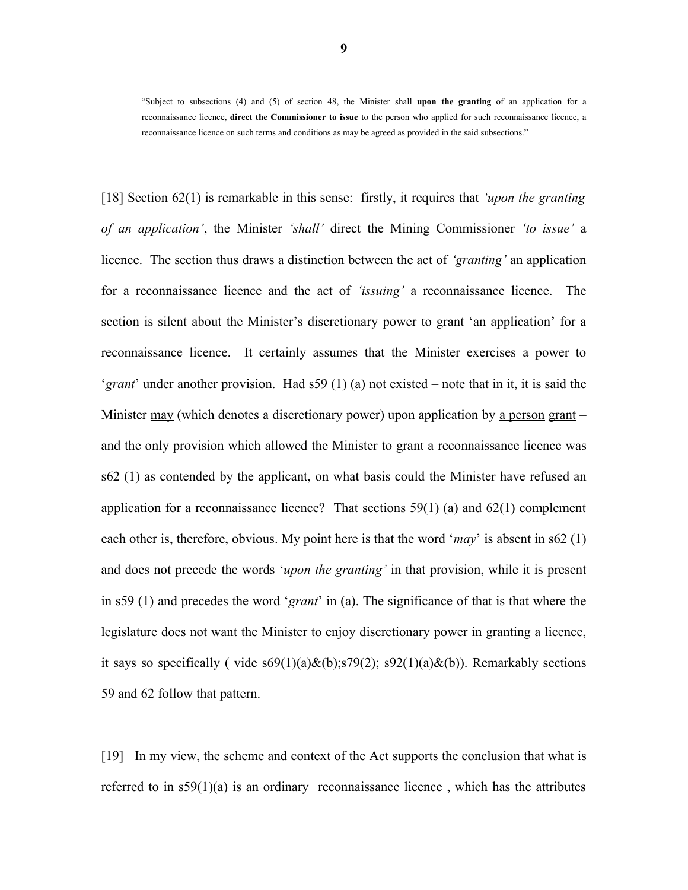> "Subject to subsections (4) and (5) of section 48, the Minister shall **upon the granting** of an application for a reconnaissance licence, **direct the Commissioner to issue** to the person who applied for such reconnaissance licence, a reconnaissance licence on such terms and conditions as may be agreed as provided in the said subsections."

[18] Section 62(1) is remarkable in this sense: firstly, it requires that *'upon the granting of an application'*, the Minister *'shall'* direct the Mining Commissioner *'to issue'* a licence. The section thus draws a distinction between the act of *'granting'* an application for a reconnaissance licence and the act of *'issuing'* a reconnaissance licence. The section is silent about the Minister's discretionary power to grant 'an application' for a reconnaissance licence. It certainly assumes that the Minister exercises a power to '*grant*' under another provision. Had s59 (1) (a) not existed – note that in it, it is said the Minister <u>may</u> (which denotes a discretionary power) upon application by <u>a person</u> <u>grant</u> – and the only provision which allowed the Minister to grant a reconnaissance licence was s62 (1) as contended by the applicant, on what basis could the Minister have refused an application for a reconnaissance licence? That sections 59(1) (a) and 62(1) complement each other is, therefore, obvious. My point here is that the word '*may*' is absent in s62 (1) and does not precede the words '*upon the granting'* in that provision, while it is present in s59 (1) and precedes the word '*grant*' in (a). The significance of that is that where the legislature does not want the Minister to enjoy discretionary power in granting a licence, it says so specifically ( vide s69(1)(a)&(b);s79(2); s92(1)(a)&(b)). Remarkably sections 59 and 62 follow that pattern.

[19] In my view, the scheme and context of the Act supports the conclusion that what is referred to in s59(1)(a) is an ordinary reconnaissance licence , which has the attributes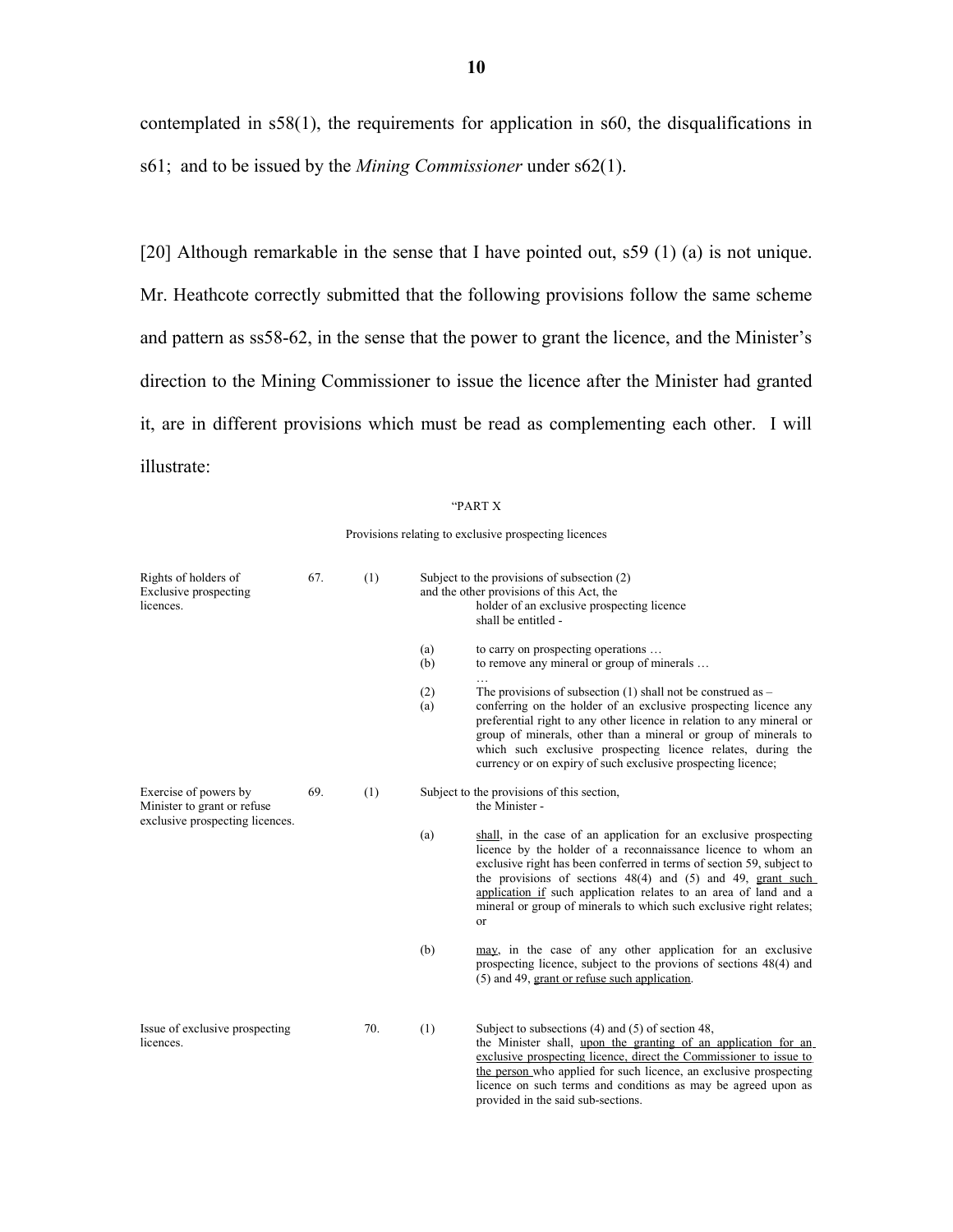contemplated in s58(1), the requirements for application in s60, the disqualifications in s61; and to be issued by the *Mining Commissioner* under s62(1).

[20] Although remarkable in the sense that I have pointed out, s59 (1) (a) is not unique. Mr. Heathcote correctly submitted that the following provisions follow the same scheme and pattern as ss58-62, in the sense that the power to grant the licence, and the Minister's direction to the Mining Commissioner to issue the licence after the Minister had granted it, are in different provisions which must be read as complementing each other. I will illustrate:

"PART X

Provisions relating to exclusive prospecting licences

| | | | | |
|---|---|---|---|---|
| Rights of holders of Exclusive prospecting licences. | 67. | (1) | | Subject to the provisions of subsection (2) and the other provisions of this Act, the holder of an exclusive prospecting licence shall be entitled - |
| | | | (a) | to carry on prospecting operations … |
| | | | (b) | to remove any mineral or group of minerals … |
| | | | | … |
| | | | (2) | The provisions of subsection (1) shall not be construed as – |
| | | | (a) | conferring on the holder of an exclusive prospecting licence any preferential right to any other licence in relation to any mineral or group of minerals, other than a mineral or group of minerals to which such exclusive prospecting licence relates, during the currency or on expiry of such exclusive prospecting licence; |
| Exercise of powers by Minister to grant or refuse exclusive prospecting licences. | 69. | (1) | | Subject to the provisions of this section, the Minister - |
| | | | (a) | <u>shall</u>, in the case of an application for an exclusive prospecting licence by the holder of a reconnaissance licence to whom an exclusive right has been conferred in terms of section 59, subject to the provisions of sections 48(4) and (5) and 49, <u>grant such application if</u> such application relates to an area of land and a mineral or group of minerals to which such exclusive right relates; or |
| | | | (b) | <u>may</u>, in the case of any other application for an exclusive prospecting licence, subject to the provions of sections 48(4) and (5) and 49, <u>grant or refuse such application</u>. |
| Issue of exclusive prospecting licences. | 70. | (1) | | Subject to subsections (4) and (5) of section 48, the Minister shall, <u>upon the granting of an application for an exclusive prospecting licence, direct the Commissioner to issue to the person</u> who applied for such licence, an exclusive prospecting licence on such terms and conditions as may be agreed upon as provided in the said sub-sections. |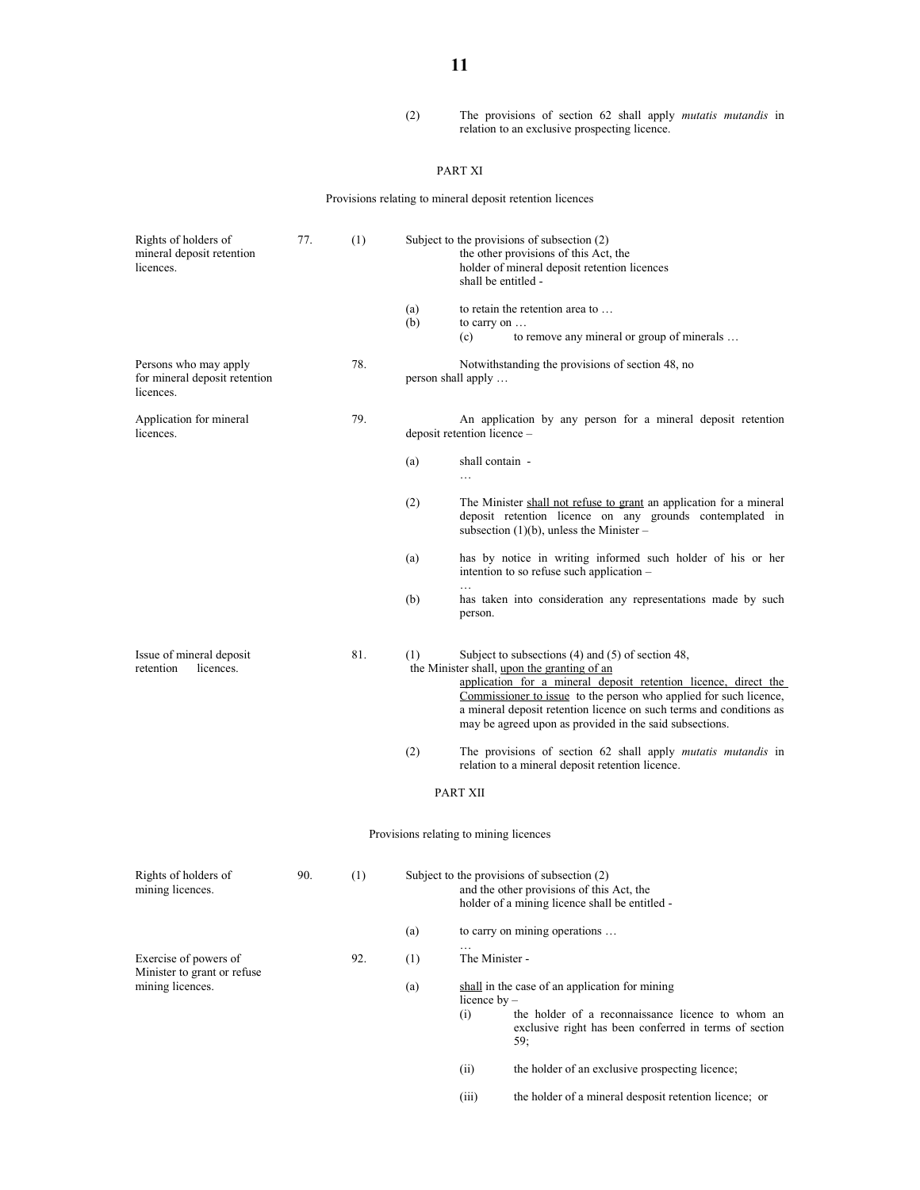(2) The provisions of section 62 shall apply *mutatis mutandis* in relation to an exclusive prospecting licence.

## PART XI

### Provisions relating to mineral deposit retention licences

**Rights of holders of mineral deposit retention licences.**

77. (1) Subject to the provisions of subsection (2) the other provisions of this Act, the holder of mineral deposit retention licences shall be entitled -

(a) to retain the retention area to …

(b) to carry on …

(c) to remove any mineral or group of minerals …

**Persons who may apply for mineral deposit retention licences.**

78. Notwithstanding the provisions of section 48, no person shall apply …

**Application for mineral licences.**

79. An application by any person for a mineral deposit retention deposit retention licence –

(a) shall contain -

…

(2) The Minister <u>shall not refuse to grant</u> an application for a mineral deposit retention licence on any grounds contemplated in subsection (1)(b), unless the Minister –

(a) has by notice in writing informed such holder of his or her intention to so refuse such application –

…

(b) has taken into consideration any representations made by such person.

**Issue of mineral deposit retention licences.**

81. (1) Subject to subsections (4) and (5) of section 48, the Minister shall, <u>upon the granting of an application for a mineral deposit retention licence, direct the Commissioner to issue</u> to the person who applied for such licence, a mineral deposit retention licence on such terms and conditions as may be agreed upon as provided in the said subsections.

(2) The provisions of section 62 shall apply *mutatis mutandis* in relation to a mineral deposit retention licence.

## PART XII

### Provisions relating to mining licences

**Rights of holders of mining licences.**

90. (1) Subject to the provisions of subsection (2) and the other provisions of this Act, the holder of a mining licence shall be entitled -

(a) to carry on mining operations …

…

**Exercise of powers of Minister to grant or refuse mining licences.**

92. (1) The Minister -

(a) <u>shall</u> in the case of an application for mining licence by –

(i) the holder of a reconnaissance licence to whom an exclusive right has been conferred in terms of section 59;

(ii) the holder of an exclusive prospecting licence;

(iii) the holder of a mineral desposit retention licence; or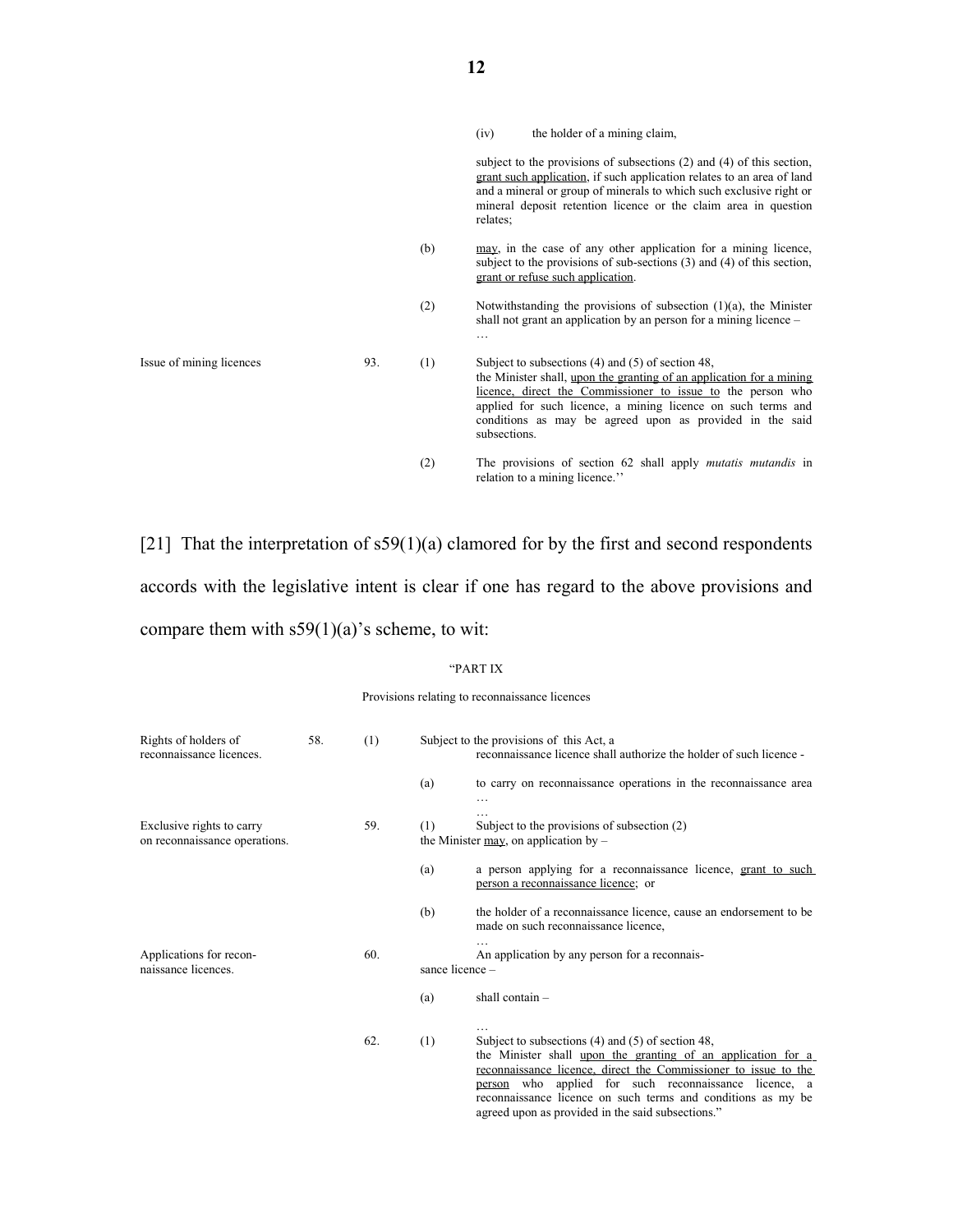(iv) the holder of a mining claim,

subject to the provisions of subsections (2) and (4) of this section, <u>grant such application</u>, if such application relates to an area of land and a mineral or group of minerals to which such exclusive right or mineral deposit retention licence or the claim area in question relates;

(b) <u>may</u>, in the case of any other application for a mining licence, subject to the provisions of sub-sections (3) and (4) of this section, <u>grant or refuse such application</u>.

(2) Notwithstanding the provisions of subsection (1)(a), the Minister shall not grant an application by an person for a mining licence –
…

Issue of mining licences

93. (1) Subject to subsections (4) and (5) of section 48, the Minister shall, <u>upon the granting of an application for a mining licence, direct the Commissioner to issue to</u> the person who applied for such licence, a mining licence on such terms and conditions as may be agreed upon as provided in the said subsections.

(2) The provisions of section 62 shall apply *mutatis mutandis* in relation to a mining licence.''

[21] That the interpretation of s59(1)(a) clamored for by the first and second respondents accords with the legislative intent is clear if one has regard to the above provisions and compare them with s59(1)(a)'s scheme, to wit:

"PART IX

Provisions relating to reconnaissance licences

Rights of holders of reconnaissance licences.

58. (1) Subject to the provisions of this Act, a reconnaissance licence shall authorize the holder of such licence -

(a) to carry on reconnaissance operations in the reconnaissance area
…
…

Exclusive rights to carry on reconnaissance operations.

59. (1) Subject to the provisions of subsection (2) the Minister <u>may</u>, on application by –

(a) a person applying for a reconnaissance licence, <u>grant to such person a reconnaissance licence</u>; or

(b) the holder of a reconnaissance licence, cause an endorsement to be made on such reconnaissance licence,
…

Applications for reconnaissance licences.

60. An application by any person for a reconnaissance licence –

(a) shall contain –

…

62. (1) Subject to subsections (4) and (5) of section 48, the Minister shall <u>upon the granting of an application for a reconnaissance licence, direct the Commissioner to issue to the person</u> who applied for such reconnaissance licence, a reconnaissance licence on such terms and conditions as my be agreed upon as provided in the said subsections."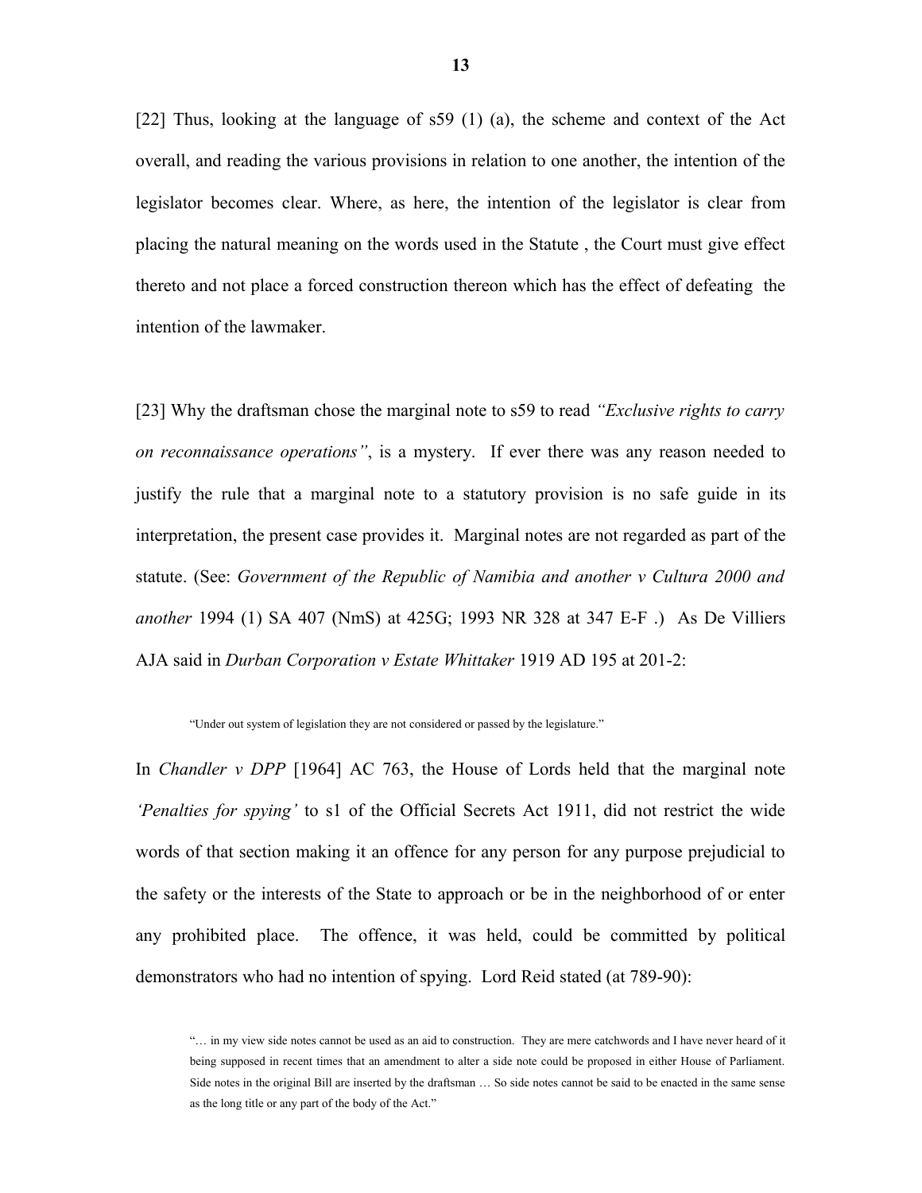[22] Thus, looking at the language of s59 (1) (a), the scheme and context of the Act overall, and reading the various provisions in relation to one another, the intention of the legislator becomes clear. Where, as here, the intention of the legislator is clear from placing the natural meaning on the words used in the Statute , the Court must give effect thereto and not place a forced construction thereon which has the effect of defeating the intention of the lawmaker.

[23] Why the draftsman chose the marginal note to s59 to read *"Exclusive rights to carry on reconnaissance operations"*, is a mystery. If ever there was any reason needed to justify the rule that a marginal note to a statutory provision is no safe guide in its interpretation, the present case provides it. Marginal notes are not regarded as part of the statute. (See: *Government of the Republic of Namibia and another v Cultura 2000 and another* 1994 (1) SA 407 (NmS) at 425G; 1993 NR 328 at 347 E-F .) As De Villiers AJA said in *Durban Corporation v Estate Whittaker* 1919 AD 195 at 201-2:

> "Under out system of legislation they are not considered or passed by the legislature."

In *Chandler v DPP* [1964] AC 763, the House of Lords held that the marginal note *'Penalties for spying'* to s1 of the Official Secrets Act 1911, did not restrict the wide words of that section making it an offence for any person for any purpose prejudicial to the safety or the interests of the State to approach or be in the neighborhood of or enter any prohibited place. The offence, it was held, could be committed by political demonstrators who had no intention of spying. Lord Reid stated (at 789-90):

> "… in my view side notes cannot be used as an aid to construction. They are mere catchwords and I have never heard of it being supposed in recent times that an amendment to alter a side note could be proposed in either House of Parliament. Side notes in the original Bill are inserted by the draftsman … So side notes cannot be said to be enacted in the same sense as the long title or any part of the body of the Act."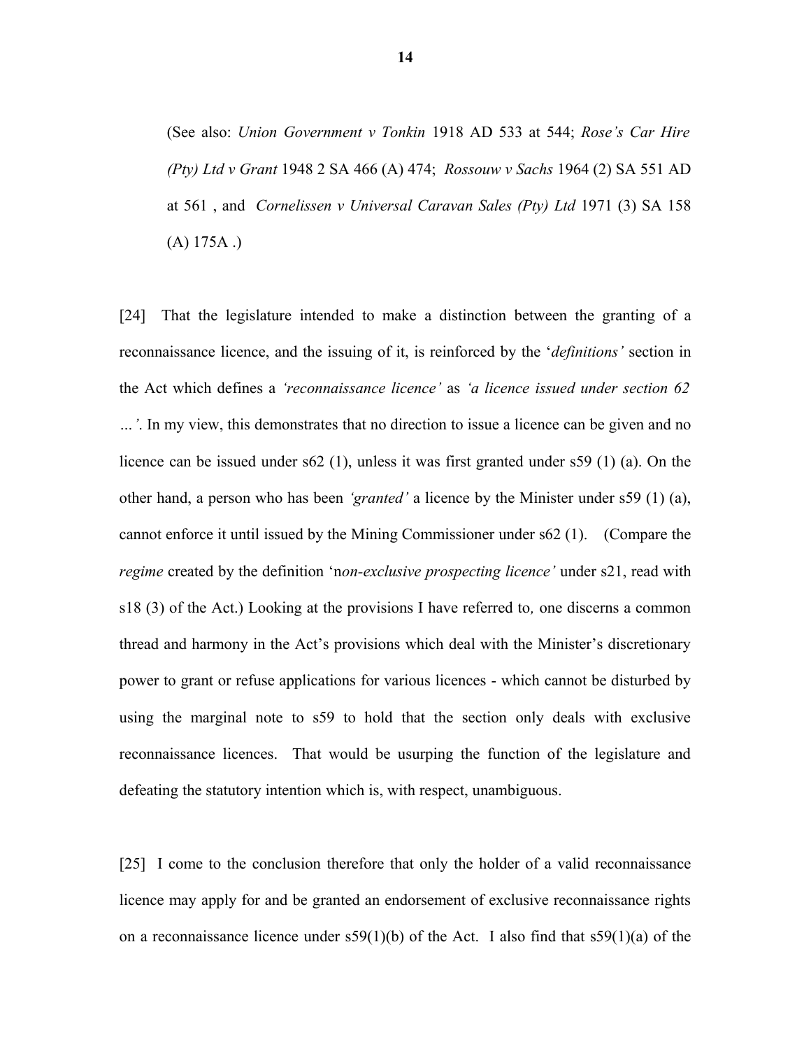(See also: *Union Government v Tonkin* 1918 AD 533 at 544; *Rose's Car Hire (Pty) Ltd v Grant* 1948 2 SA 466 (A) 474; *Rossouw v Sachs* 1964 (2) SA 551 AD at 561 , and *Cornelissen v Universal Caravan Sales (Pty) Ltd* 1971 (3) SA 158 (A) 175A .)

[24] That the legislature intended to make a distinction between the granting of a reconnaissance licence, and the issuing of it, is reinforced by the '*definitions'* section in the Act which defines a *'reconnaissance licence'* as *'a licence issued under section 62 …'*. In my view, this demonstrates that no direction to issue a licence can be given and no licence can be issued under s62 (1), unless it was first granted under s59 (1) (a). On the other hand, a person who has been *'granted'* a licence by the Minister under s59 (1) (a), cannot enforce it until issued by the Mining Commissioner under s62 (1). (Compare the *regime* created by the definition 'n*on-exclusive prospecting licence'* under s21, read with s18 (3) of the Act.) Looking at the provisions I have referred to, one discerns a common thread and harmony in the Act's provisions which deal with the Minister's discretionary power to grant or refuse applications for various licences - which cannot be disturbed by using the marginal note to s59 to hold that the section only deals with exclusive reconnaissance licences. That would be usurping the function of the legislature and defeating the statutory intention which is, with respect, unambiguous.

[25] I come to the conclusion therefore that only the holder of a valid reconnaissance licence may apply for and be granted an endorsement of exclusive reconnaissance rights on a reconnaissance licence under s59(1)(b) of the Act. I also find that s59(1)(a) of the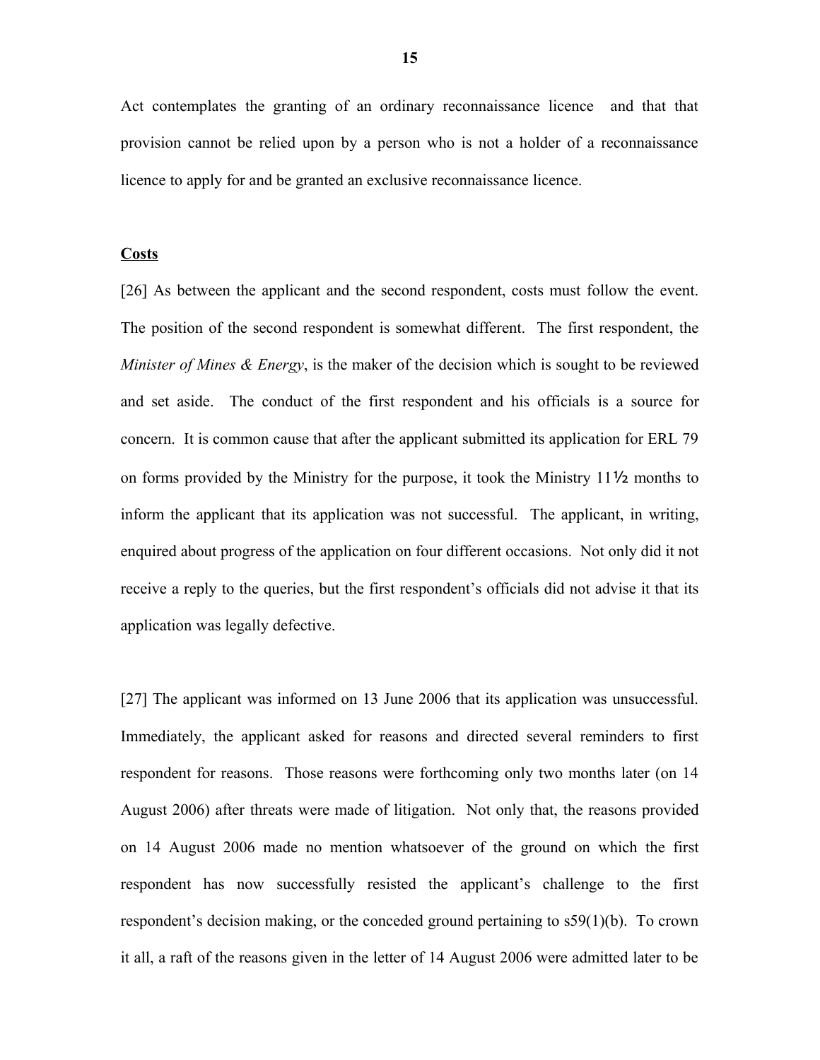Act contemplates the granting of an ordinary reconnaissance licence and that that provision cannot be relied upon by a person who is not a holder of a reconnaissance licence to apply for and be granted an exclusive reconnaissance licence.

**Costs**

[26] As between the applicant and the second respondent, costs must follow the event. The position of the second respondent is somewhat different. The first respondent, the *Minister of Mines & Energy*, is the maker of the decision which is sought to be reviewed and set aside. The conduct of the first respondent and his officials is a source for concern. It is common cause that after the applicant submitted its application for ERL 79 on forms provided by the Ministry for the purpose, it took the Ministry 11½ months to inform the applicant that its application was not successful. The applicant, in writing, enquired about progress of the application on four different occasions. Not only did it not receive a reply to the queries, but the first respondent's officials did not advise it that its application was legally defective.

[27] The applicant was informed on 13 June 2006 that its application was unsuccessful. Immediately, the applicant asked for reasons and directed several reminders to first respondent for reasons. Those reasons were forthcoming only two months later (on 14 August 2006) after threats were made of litigation. Not only that, the reasons provided on 14 August 2006 made no mention whatsoever of the ground on which the first respondent has now successfully resisted the applicant's challenge to the first respondent's decision making, or the conceded ground pertaining to s59(1)(b). To crown it all, a raft of the reasons given in the letter of 14 August 2006 were admitted later to be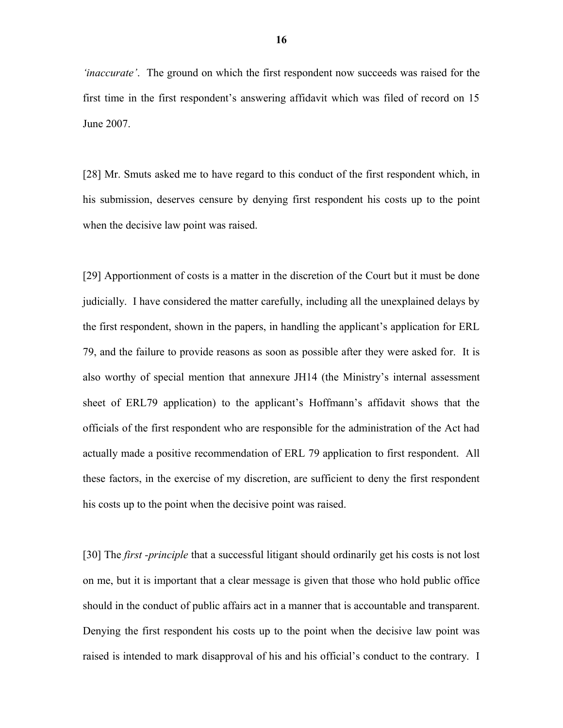*'inaccurate'*. The ground on which the first respondent now succeeds was raised for the first time in the first respondent's answering affidavit which was filed of record on 15 June 2007.

[28] Mr. Smuts asked me to have regard to this conduct of the first respondent which, in his submission, deserves censure by denying first respondent his costs up to the point when the decisive law point was raised.

[29] Apportionment of costs is a matter in the discretion of the Court but it must be done judicially. I have considered the matter carefully, including all the unexplained delays by the first respondent, shown in the papers, in handling the applicant's application for ERL 79, and the failure to provide reasons as soon as possible after they were asked for. It is also worthy of special mention that annexure JH14 (the Ministry's internal assessment sheet of ERL79 application) to the applicant's Hoffmann's affidavit shows that the officials of the first respondent who are responsible for the administration of the Act had actually made a positive recommendation of ERL 79 application to first respondent. All these factors, in the exercise of my discretion, are sufficient to deny the first respondent his costs up to the point when the decisive point was raised.

[30] The *first -principle* that a successful litigant should ordinarily get his costs is not lost on me, but it is important that a clear message is given that those who hold public office should in the conduct of public affairs act in a manner that is accountable and transparent. Denying the first respondent his costs up to the point when the decisive law point was raised is intended to mark disapproval of his and his official's conduct to the contrary. I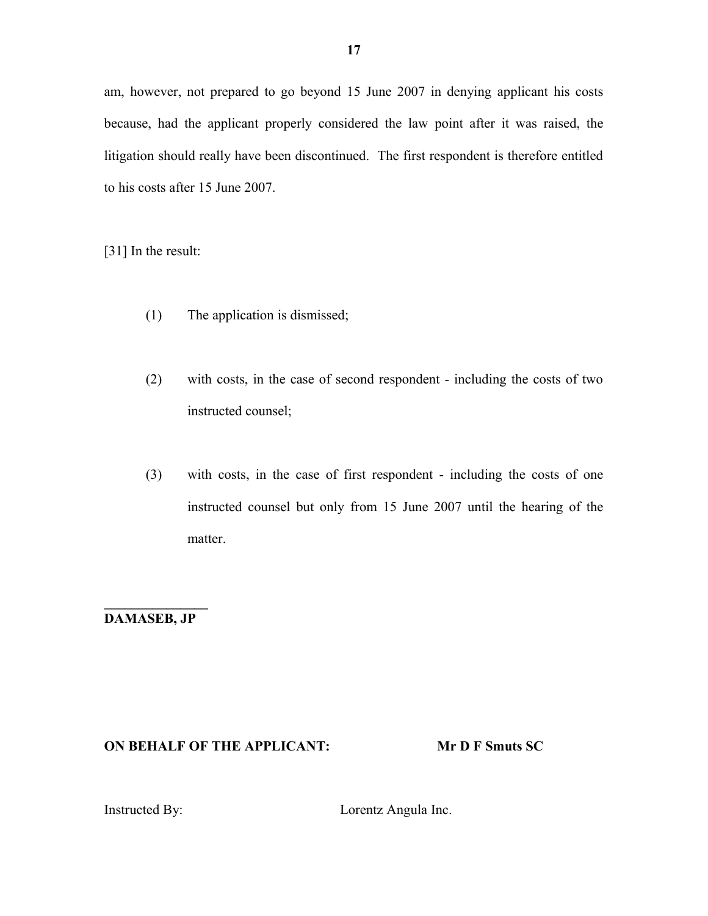am, however, not prepared to go beyond 15 June 2007 in denying applicant his costs because, had the applicant properly considered the law point after it was raised, the litigation should really have been discontinued. The first respondent is therefore entitled to his costs after 15 June 2007.

[31] In the result:

(1) The application is dismissed;

(2) with costs, in the case of second respondent - including the costs of two instructed counsel;

(3) with costs, in the case of first respondent - including the costs of one instructed counsel but only from 15 June 2007 until the hearing of the matter.

**DAMASEB, JP**

**ON BEHALF OF THE APPLICANT: Mr D F Smuts SC**

Instructed By: Lorentz Angula Inc.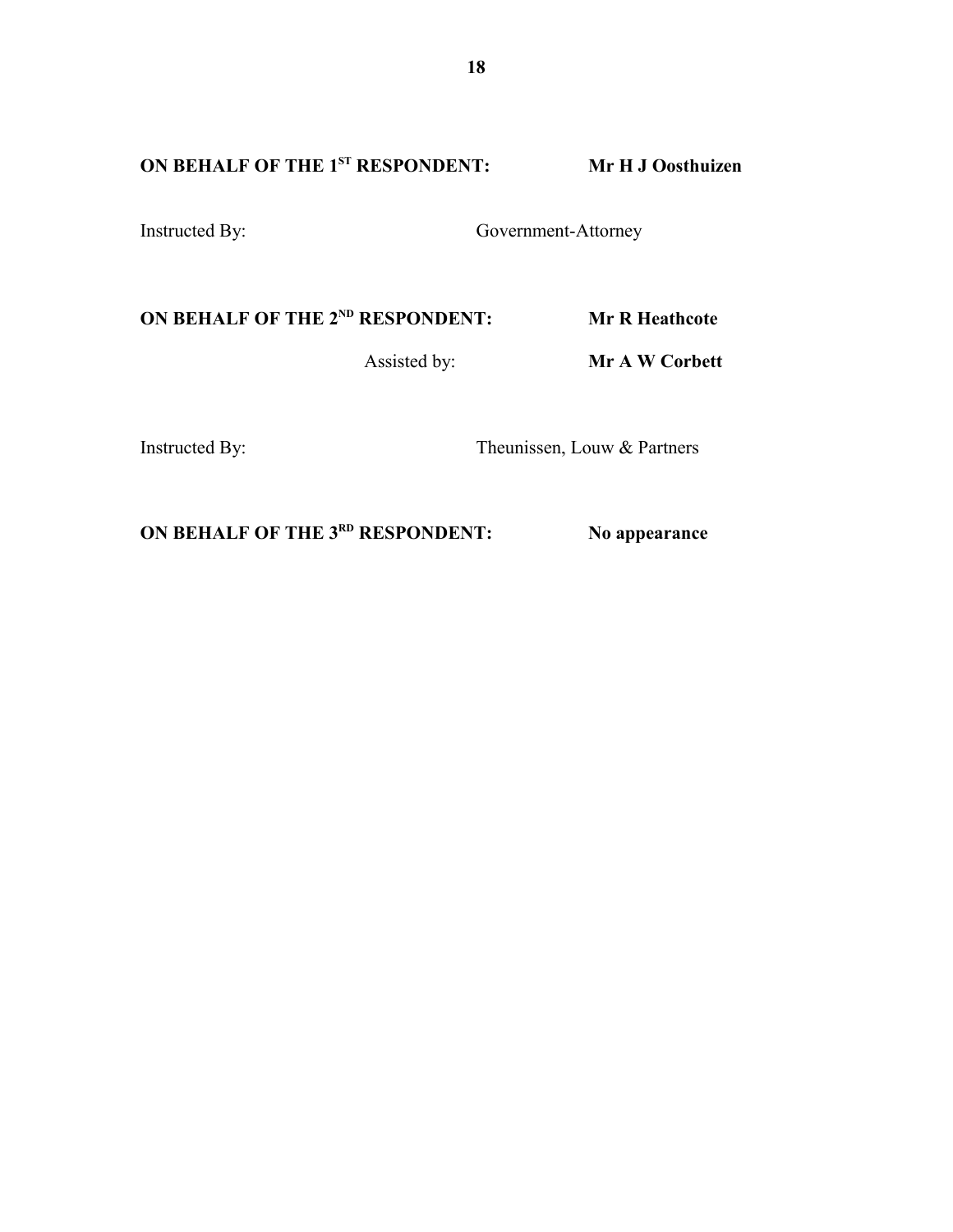**ON BEHALF OF THE 1ST RESPONDENT:** **Mr H J Oosthuizen**

Instructed By: Government-Attorney

**ON BEHALF OF THE 2ND RESPONDENT:** **Mr R Heathcote**

Assisted by: **Mr A W Corbett**

Instructed By: Theunissen, Louw & Partners

**ON BEHALF OF THE 3RD RESPONDENT:** **No appearance**